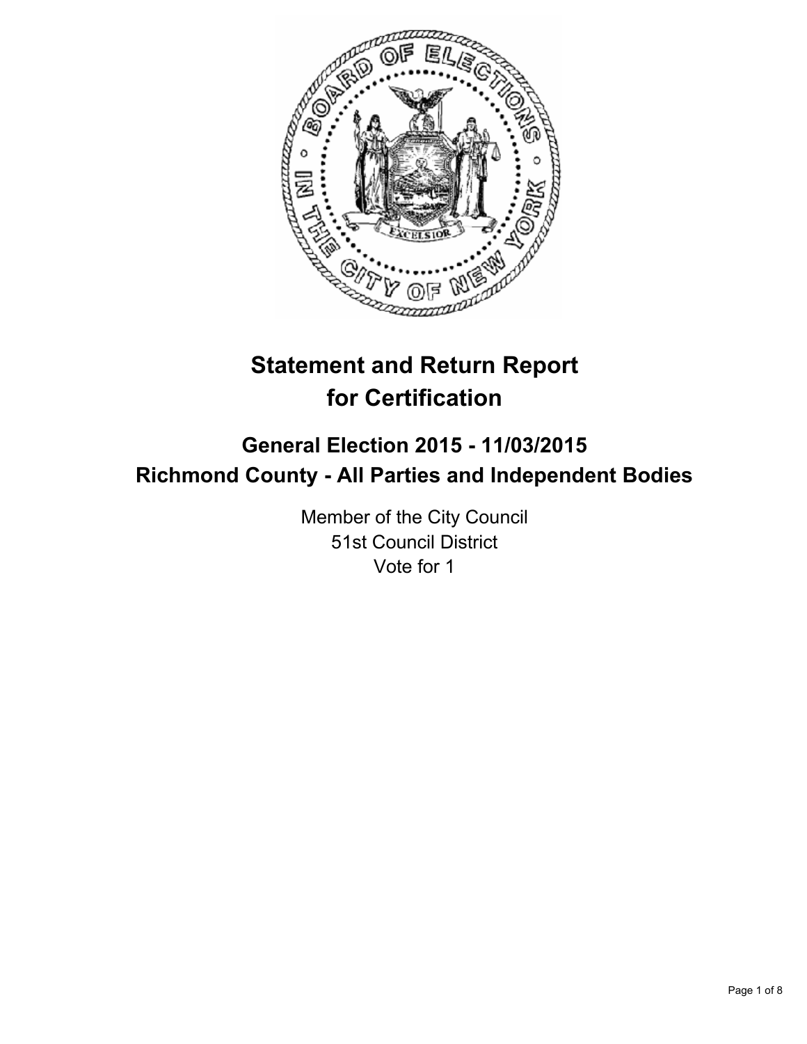# Statement and Return Report for Certification

## General Election 2015 - 11/03/2015
## Richmond County - All Parties and Independent Bodies

Member of the City Council
51st Council District
Vote for 1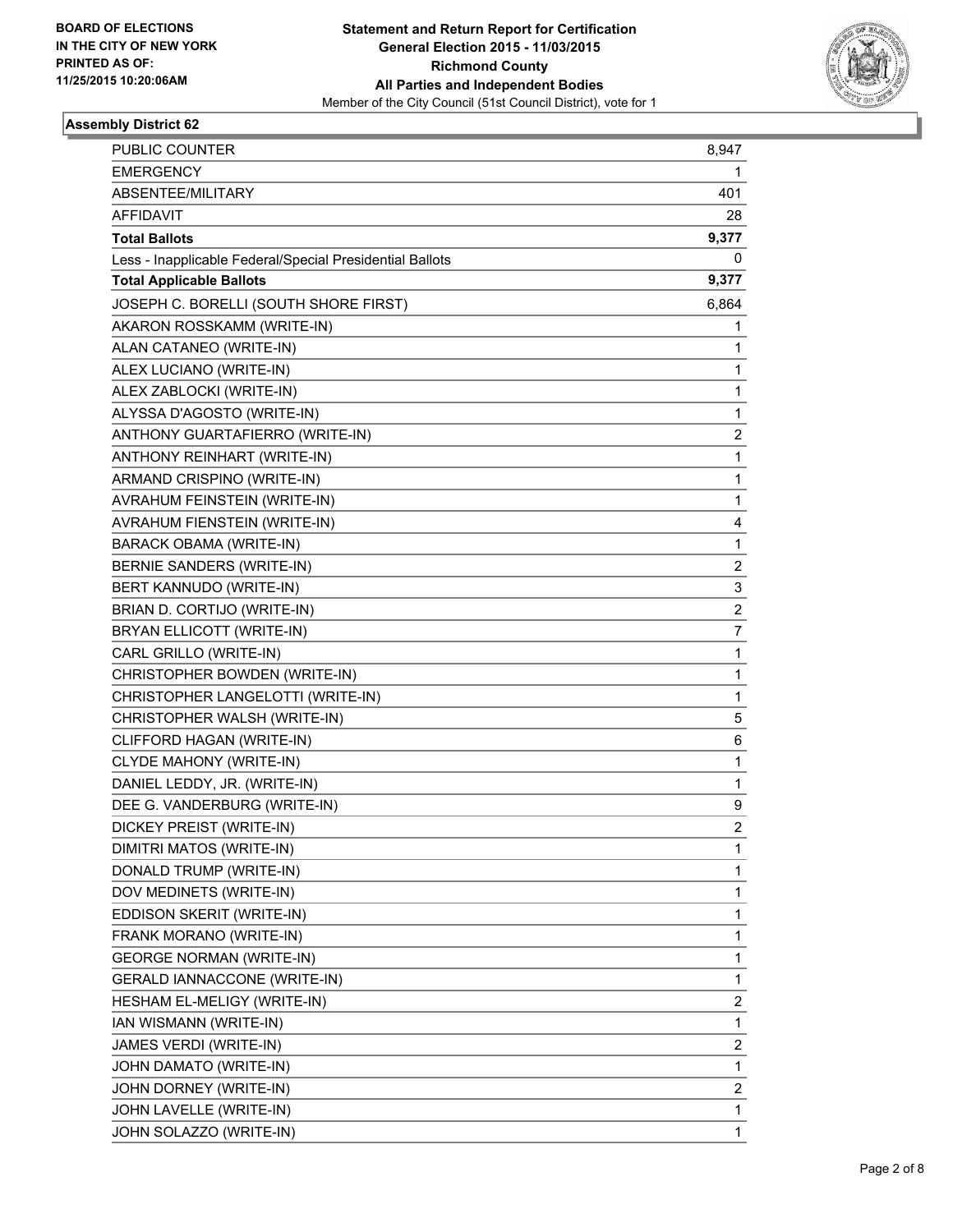**BOARD OF ELECTIONS IN THE CITY OF NEW YORK PRINTED AS OF: 11/25/2015 10:20:06AM**

**Statement and Return Report for Certification**
**General Election 2015 - 11/03/2015**
**Richmond County**
**All Parties and Independent Bodies**
Member of the City Council (51st Council District), vote for 1

### Assembly District 62

| | |
|---|---|
| PUBLIC COUNTER | 8,947 |
| EMERGENCY | 1 |
| ABSENTEE/MILITARY | 401 |
| AFFIDAVIT | 28 |
| **Total Ballots** | **9,377** |
| Less - Inapplicable Federal/Special Presidential Ballots | 0 |
| **Total Applicable Ballots** | **9,377** |
| JOSEPH C. BORELLI (SOUTH SHORE FIRST) | 6,864 |
| AKARON ROSSKAMM (WRITE-IN) | 1 |
| ALAN CATANEO (WRITE-IN) | 1 |
| ALEX LUCIANO (WRITE-IN) | 1 |
| ALEX ZABLOCKI (WRITE-IN) | 1 |
| ALYSSA D'AGOSTO (WRITE-IN) | 1 |
| ANTHONY GUARTAFIERRO (WRITE-IN) | 2 |
| ANTHONY REINHART (WRITE-IN) | 1 |
| ARMAND CRISPINO (WRITE-IN) | 1 |
| AVRAHUM FEINSTEIN (WRITE-IN) | 1 |
| AVRAHUM FIENSTEIN (WRITE-IN) | 4 |
| BARACK OBAMA (WRITE-IN) | 1 |
| BERNIE SANDERS (WRITE-IN) | 2 |
| BERT KANNUDO (WRITE-IN) | 3 |
| BRIAN D. CORTIJO (WRITE-IN) | 2 |
| BRYAN ELLICOTT (WRITE-IN) | 7 |
| CARL GRILLO (WRITE-IN) | 1 |
| CHRISTOPHER BOWDEN (WRITE-IN) | 1 |
| CHRISTOPHER LANGELOTTI (WRITE-IN) | 1 |
| CHRISTOPHER WALSH (WRITE-IN) | 5 |
| CLIFFORD HAGAN (WRITE-IN) | 6 |
| CLYDE MAHONY (WRITE-IN) | 1 |
| DANIEL LEDDY, JR. (WRITE-IN) | 1 |
| DEE G. VANDERBURG (WRITE-IN) | 9 |
| DICKEY PREIST (WRITE-IN) | 2 |
| DIMITRI MATOS (WRITE-IN) | 1 |
| DONALD TRUMP (WRITE-IN) | 1 |
| DOV MEDINETS (WRITE-IN) | 1 |
| EDDISON SKERIT (WRITE-IN) | 1 |
| FRANK MORANO (WRITE-IN) | 1 |
| GEORGE NORMAN (WRITE-IN) | 1 |
| GERALD IANNACCONE (WRITE-IN) | 1 |
| HESHAM EL-MELIGY (WRITE-IN) | 2 |
| IAN WISMANN (WRITE-IN) | 1 |
| JAMES VERDI (WRITE-IN) | 2 |
| JOHN DAMATO (WRITE-IN) | 1 |
| JOHN DORNEY (WRITE-IN) | 2 |
| JOHN LAVELLE (WRITE-IN) | 1 |
| JOHN SOLAZZO (WRITE-IN) | 1 |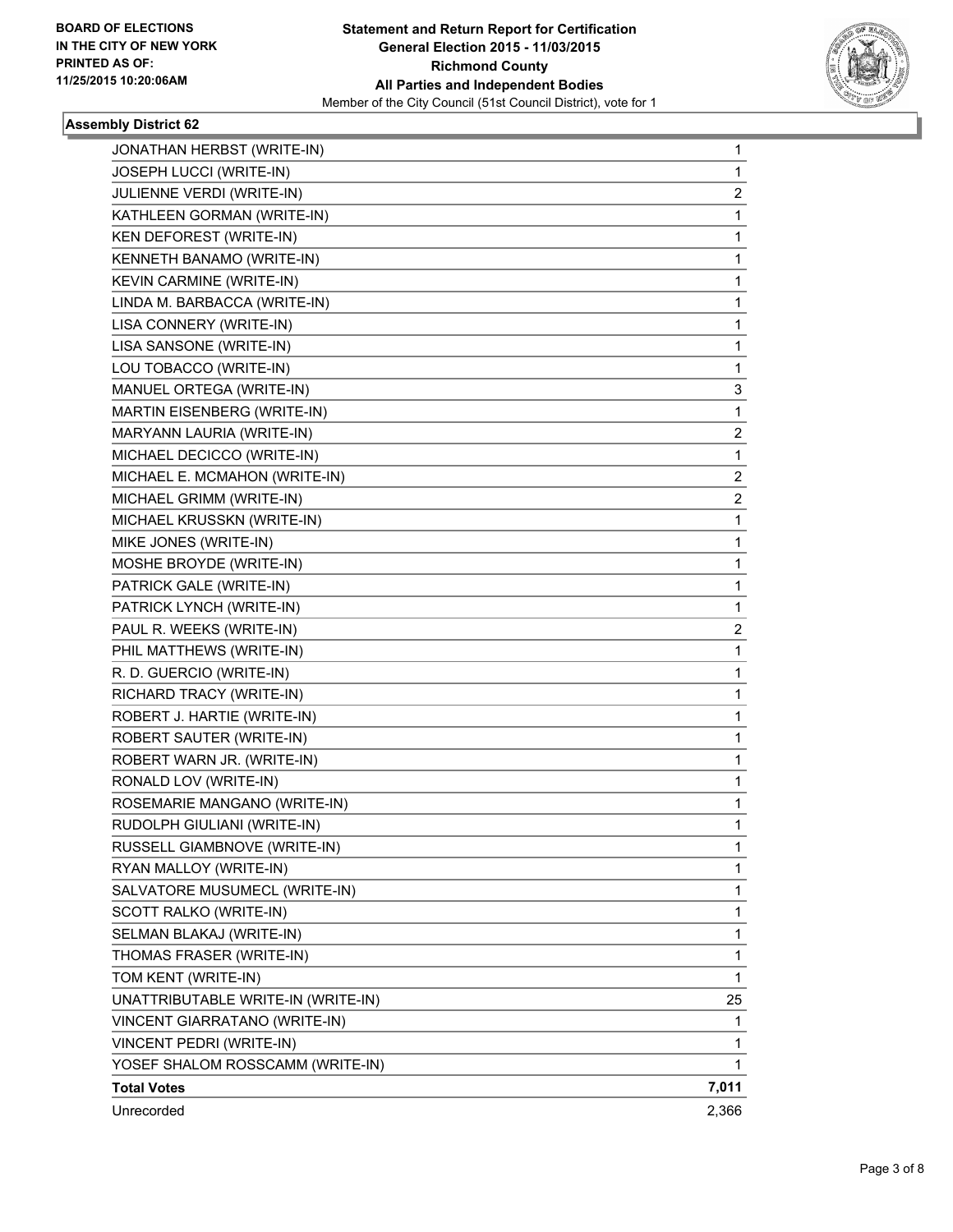**BOARD OF ELECTIONS IN THE CITY OF NEW YORK PRINTED AS OF: 11/25/2015 10:20:06AM**

**Statement and Return Report for Certification General Election 2015 - 11/03/2015 Richmond County All Parties and Independent Bodies**

Member of the City Council (51st Council District), vote for 1

### Assembly District 62

| Candidate | Votes |
|---|---|
| JONATHAN HERBST (WRITE-IN) | 1 |
| JOSEPH LUCCI (WRITE-IN) | 1 |
| JULIENNE VERDI (WRITE-IN) | 2 |
| KATHLEEN GORMAN (WRITE-IN) | 1 |
| KEN DEFOREST (WRITE-IN) | 1 |
| KENNETH BANAMO (WRITE-IN) | 1 |
| KEVIN CARMINE (WRITE-IN) | 1 |
| LINDA M. BARBACCA (WRITE-IN) | 1 |
| LISA CONNERY (WRITE-IN) | 1 |
| LISA SANSONE (WRITE-IN) | 1 |
| LOU TOBACCO (WRITE-IN) | 1 |
| MANUEL ORTEGA (WRITE-IN) | 3 |
| MARTIN EISENBERG (WRITE-IN) | 1 |
| MARYANN LAURIA (WRITE-IN) | 2 |
| MICHAEL DECICCO (WRITE-IN) | 1 |
| MICHAEL E. MCMAHON (WRITE-IN) | 2 |
| MICHAEL GRIMM (WRITE-IN) | 2 |
| MICHAEL KRUSSKN (WRITE-IN) | 1 |
| MIKE JONES (WRITE-IN) | 1 |
| MOSHE BROYDE (WRITE-IN) | 1 |
| PATRICK GALE (WRITE-IN) | 1 |
| PATRICK LYNCH (WRITE-IN) | 1 |
| PAUL R. WEEKS (WRITE-IN) | 2 |
| PHIL MATTHEWS (WRITE-IN) | 1 |
| R. D. GUERCIO (WRITE-IN) | 1 |
| RICHARD TRACY (WRITE-IN) | 1 |
| ROBERT J. HARTIE (WRITE-IN) | 1 |
| ROBERT SAUTER (WRITE-IN) | 1 |
| ROBERT WARN JR. (WRITE-IN) | 1 |
| RONALD LOV (WRITE-IN) | 1 |
| ROSEMARIE MANGANO (WRITE-IN) | 1 |
| RUDOLPH GIULIANI (WRITE-IN) | 1 |
| RUSSELL GIAMBNOVE (WRITE-IN) | 1 |
| RYAN MALLOY (WRITE-IN) | 1 |
| SALVATORE MUSUMECL (WRITE-IN) | 1 |
| SCOTT RALKO (WRITE-IN) | 1 |
| SELMAN BLAKAJ (WRITE-IN) | 1 |
| THOMAS FRASER (WRITE-IN) | 1 |
| TOM KENT (WRITE-IN) | 1 |
| UNATTRIBUTABLE WRITE-IN (WRITE-IN) | 25 |
| VINCENT GIARRATANO (WRITE-IN) | 1 |
| VINCENT PEDRI (WRITE-IN) | 1 |
| YOSEF SHALOM ROSSCAMM (WRITE-IN) | 1 |
| **Total Votes** | **7,011** |
| Unrecorded | 2,366 |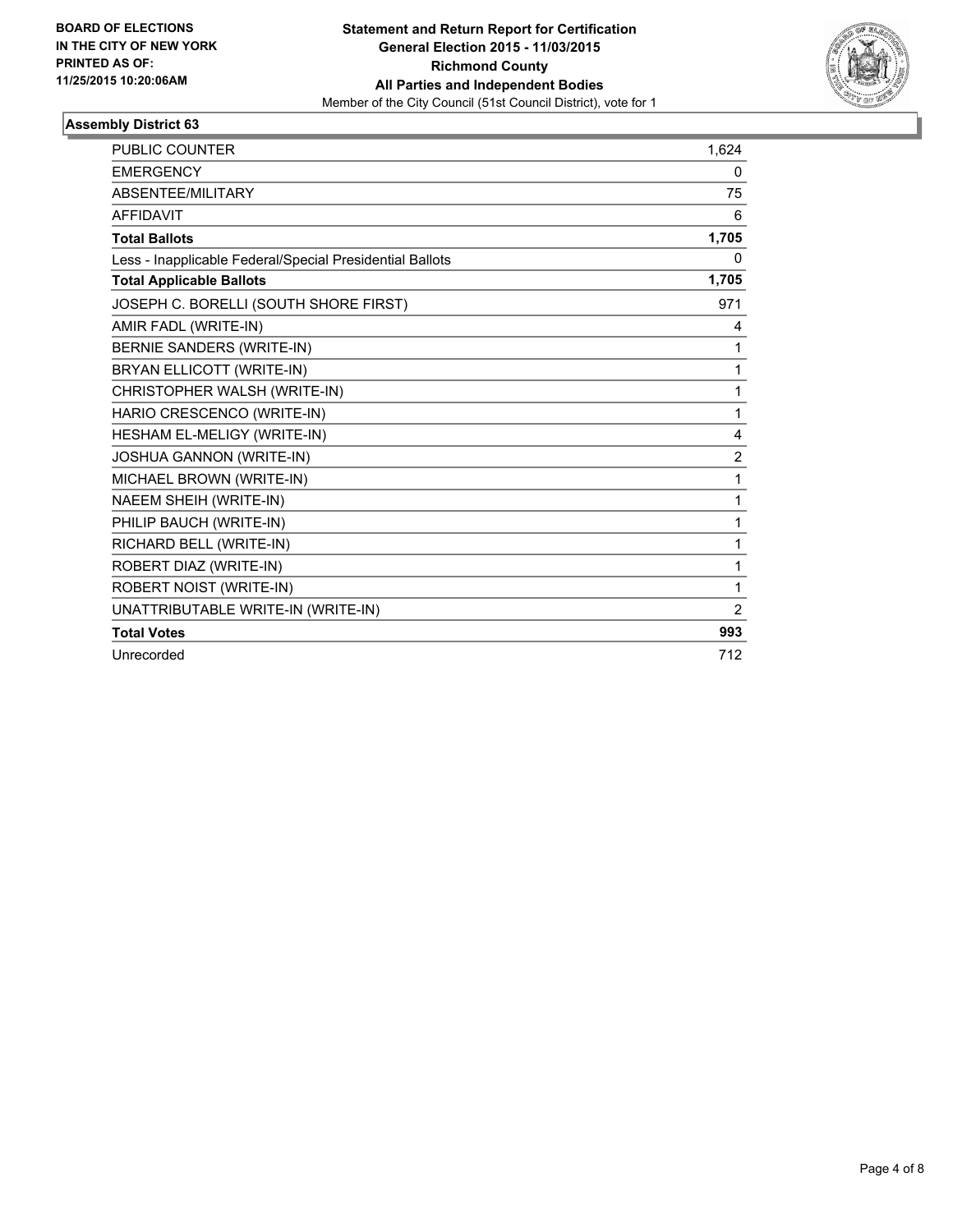**BOARD OF ELECTIONS IN THE CITY OF NEW YORK PRINTED AS OF: 11/25/2015 10:20:06AM**

**Statement and Return Report for Certification**
**General Election 2015 - 11/03/2015**
**Richmond County**
**All Parties and Independent Bodies**
Member of the City Council (51st Council District), vote for 1

### Assembly District 63

| | |
|---|---|
| PUBLIC COUNTER | 1,624 |
| EMERGENCY | 0 |
| ABSENTEE/MILITARY | 75 |
| AFFIDAVIT | 6 |
| **Total Ballots** | **1,705** |
| Less - Inapplicable Federal/Special Presidential Ballots | 0 |
| **Total Applicable Ballots** | **1,705** |
| JOSEPH C. BORELLI (SOUTH SHORE FIRST) | 971 |
| AMIR FADL (WRITE-IN) | 4 |
| BERNIE SANDERS (WRITE-IN) | 1 |
| BRYAN ELLICOTT (WRITE-IN) | 1 |
| CHRISTOPHER WALSH (WRITE-IN) | 1 |
| HARIO CRESCENCO (WRITE-IN) | 1 |
| HESHAM EL-MELIGY (WRITE-IN) | 4 |
| JOSHUA GANNON (WRITE-IN) | 2 |
| MICHAEL BROWN (WRITE-IN) | 1 |
| NAEEM SHEIH (WRITE-IN) | 1 |
| PHILIP BAUCH (WRITE-IN) | 1 |
| RICHARD BELL (WRITE-IN) | 1 |
| ROBERT DIAZ (WRITE-IN) | 1 |
| ROBERT NOIST (WRITE-IN) | 1 |
| UNATTRIBUTABLE WRITE-IN (WRITE-IN) | 2 |
| **Total Votes** | **993** |
| Unrecorded | 712 |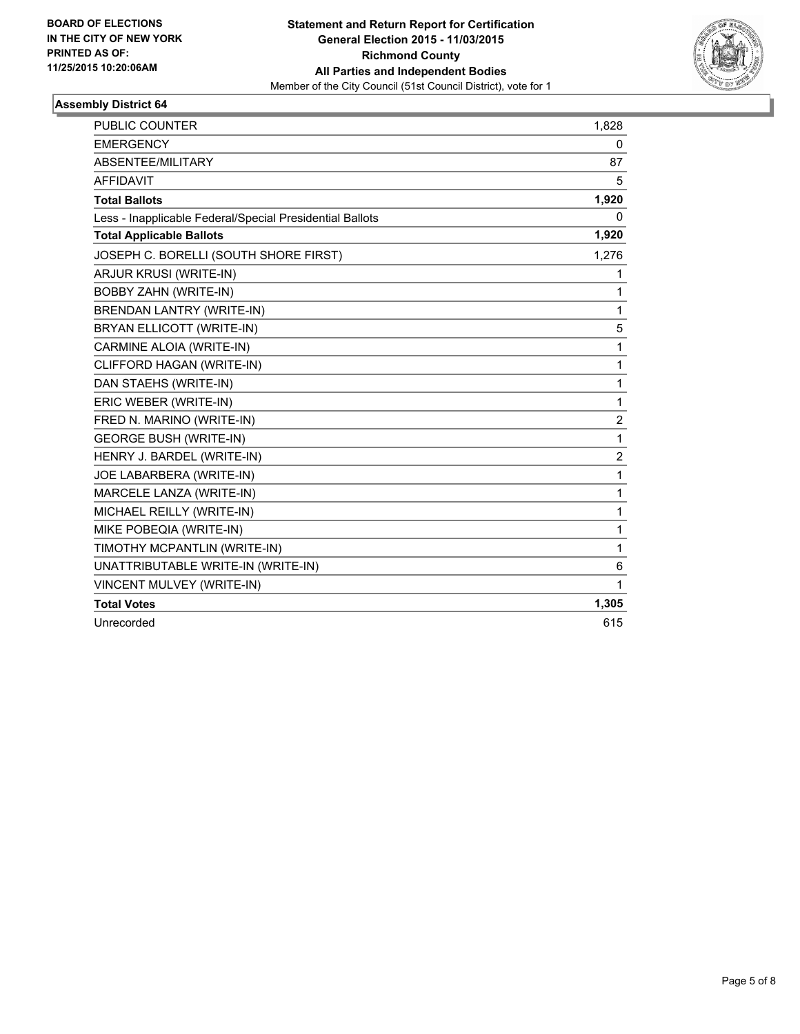**BOARD OF ELECTIONS IN THE CITY OF NEW YORK PRINTED AS OF: 11/25/2015 10:20:06AM**

**Statement and Return Report for Certification**
**General Election 2015 - 11/03/2015**
**Richmond County**
**All Parties and Independent Bodies**
Member of the City Council (51st Council District), vote for 1

### Assembly District 64

| | |
|---|---|
| PUBLIC COUNTER | 1,828 |
| EMERGENCY | 0 |
| ABSENTEE/MILITARY | 87 |
| AFFIDAVIT | 5 |
| **Total Ballots** | **1,920** |
| Less - Inapplicable Federal/Special Presidential Ballots | 0 |
| **Total Applicable Ballots** | **1,920** |
| JOSEPH C. BORELLI (SOUTH SHORE FIRST) | 1,276 |
| ARJUR KRUSI (WRITE-IN) | 1 |
| BOBBY ZAHN (WRITE-IN) | 1 |
| BRENDAN LANTRY (WRITE-IN) | 1 |
| BRYAN ELLICOTT (WRITE-IN) | 5 |
| CARMINE ALOIA (WRITE-IN) | 1 |
| CLIFFORD HAGAN (WRITE-IN) | 1 |
| DAN STAEHS (WRITE-IN) | 1 |
| ERIC WEBER (WRITE-IN) | 1 |
| FRED N. MARINO (WRITE-IN) | 2 |
| GEORGE BUSH (WRITE-IN) | 1 |
| HENRY J. BARDEL (WRITE-IN) | 2 |
| JOE LABARBERA (WRITE-IN) | 1 |
| MARCELE LANZA (WRITE-IN) | 1 |
| MICHAEL REILLY (WRITE-IN) | 1 |
| MIKE POBEQIA (WRITE-IN) | 1 |
| TIMOTHY MCPANTLIN (WRITE-IN) | 1 |
| UNATTRIBUTABLE WRITE-IN (WRITE-IN) | 6 |
| VINCENT MULVEY (WRITE-IN) | 1 |
| **Total Votes** | **1,305** |
| Unrecorded | 615 |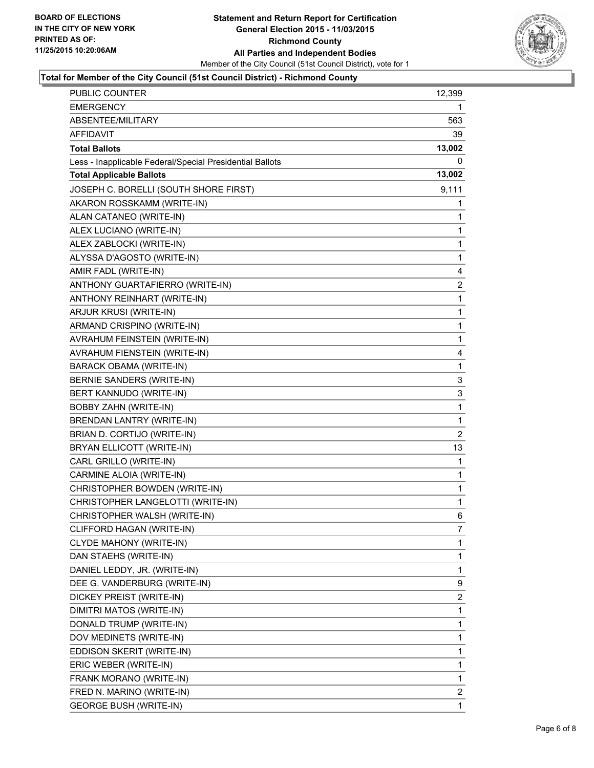**BOARD OF ELECTIONS IN THE CITY OF NEW YORK PRINTED AS OF: 11/25/2015 10:20:06AM**

**Statement and Return Report for Certification General Election 2015 - 11/03/2015 Richmond County All Parties and Independent Bodies**

Member of the City Council (51st Council District), vote for 1

**Total for Member of the City Council (51st Council District) - Richmond County**

| | |
|---|---|
| PUBLIC COUNTER | 12,399 |
| EMERGENCY | 1 |
| ABSENTEE/MILITARY | 563 |
| AFFIDAVIT | 39 |
| **Total Ballots** | **13,002** |
| Less - Inapplicable Federal/Special Presidential Ballots | 0 |
| **Total Applicable Ballots** | **13,002** |
| JOSEPH C. BORELLI (SOUTH SHORE FIRST) | 9,111 |
| AKARON ROSSKAMM (WRITE-IN) | 1 |
| ALAN CATANEO (WRITE-IN) | 1 |
| ALEX LUCIANO (WRITE-IN) | 1 |
| ALEX ZABLOCKI (WRITE-IN) | 1 |
| ALYSSA D'AGOSTO (WRITE-IN) | 1 |
| AMIR FADL (WRITE-IN) | 4 |
| ANTHONY GUARTAFIERRO (WRITE-IN) | 2 |
| ANTHONY REINHART (WRITE-IN) | 1 |
| ARJUR KRUSI (WRITE-IN) | 1 |
| ARMAND CRISPINO (WRITE-IN) | 1 |
| AVRAHUM FEINSTEIN (WRITE-IN) | 1 |
| AVRAHUM FIENSTEIN (WRITE-IN) | 4 |
| BARACK OBAMA (WRITE-IN) | 1 |
| BERNIE SANDERS (WRITE-IN) | 3 |
| BERT KANNUDO (WRITE-IN) | 3 |
| BOBBY ZAHN (WRITE-IN) | 1 |
| BRENDAN LANTRY (WRITE-IN) | 1 |
| BRIAN D. CORTIJO (WRITE-IN) | 2 |
| BRYAN ELLICOTT (WRITE-IN) | 13 |
| CARL GRILLO (WRITE-IN) | 1 |
| CARMINE ALOIA (WRITE-IN) | 1 |
| CHRISTOPHER BOWDEN (WRITE-IN) | 1 |
| CHRISTOPHER LANGELOTTI (WRITE-IN) | 1 |
| CHRISTOPHER WALSH (WRITE-IN) | 6 |
| CLIFFORD HAGAN (WRITE-IN) | 7 |
| CLYDE MAHONY (WRITE-IN) | 1 |
| DAN STAEHS (WRITE-IN) | 1 |
| DANIEL LEDDY, JR. (WRITE-IN) | 1 |
| DEE G. VANDERBURG (WRITE-IN) | 9 |
| DICKEY PREIST (WRITE-IN) | 2 |
| DIMITRI MATOS (WRITE-IN) | 1 |
| DONALD TRUMP (WRITE-IN) | 1 |
| DOV MEDINETS (WRITE-IN) | 1 |
| EDDISON SKERIT (WRITE-IN) | 1 |
| ERIC WEBER (WRITE-IN) | 1 |
| FRANK MORANO (WRITE-IN) | 1 |
| FRED N. MARINO (WRITE-IN) | 2 |
| GEORGE BUSH (WRITE-IN) | 1 |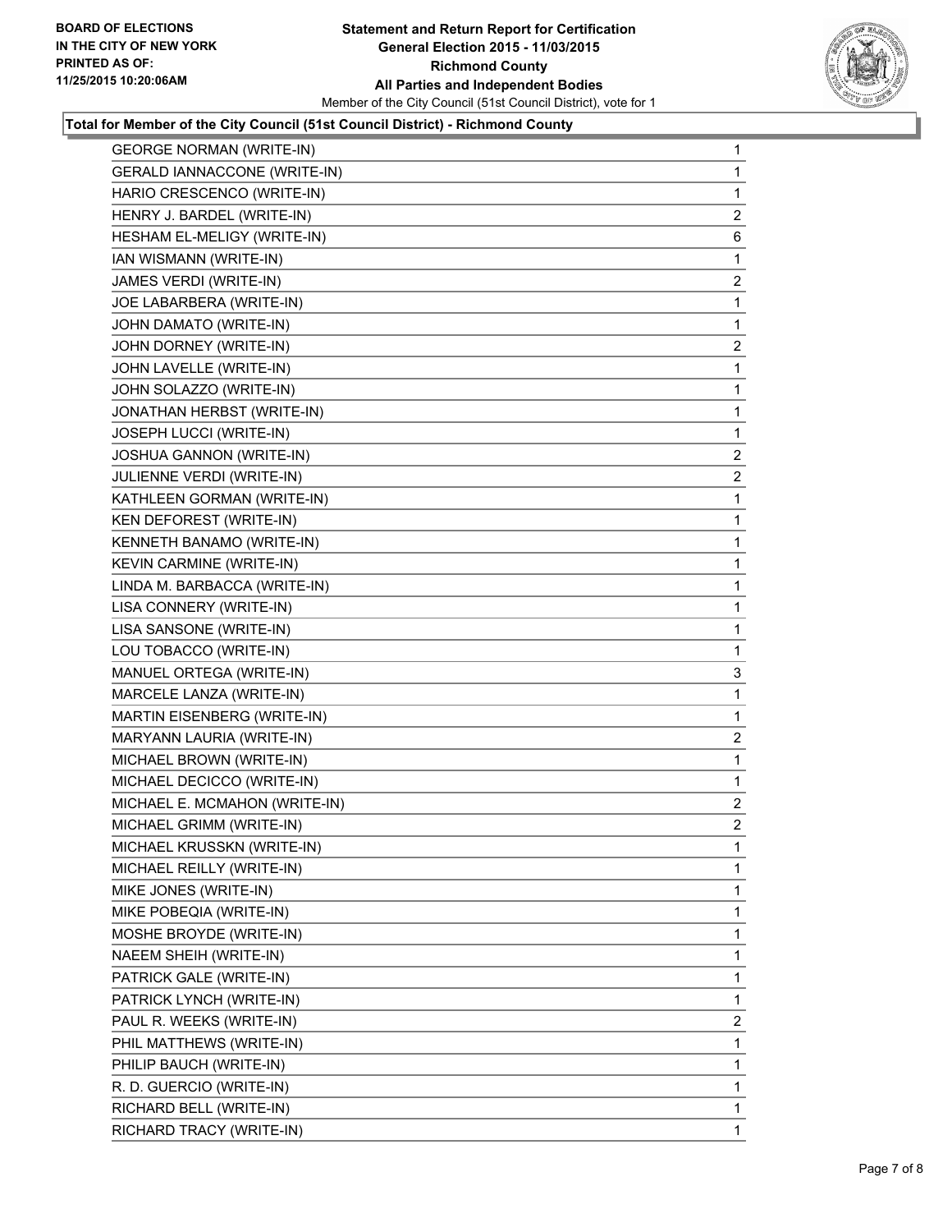**BOARD OF ELECTIONS IN THE CITY OF NEW YORK PRINTED AS OF: 11/25/2015 10:20:06AM**

**Statement and Return Report for Certification General Election 2015 - 11/03/2015 Richmond County All Parties and Independent Bodies**

Member of the City Council (51st Council District), vote for 1

### Total for Member of the City Council (51st Council District) - Richmond County

| | |
|---|---|
| GEORGE NORMAN (WRITE-IN) | 1 |
| GERALD IANNACCONE (WRITE-IN) | 1 |
| HARIO CRESCENCO (WRITE-IN) | 1 |
| HENRY J. BARDEL (WRITE-IN) | 2 |
| HESHAM EL-MELIGY (WRITE-IN) | 6 |
| IAN WISMANN (WRITE-IN) | 1 |
| JAMES VERDI (WRITE-IN) | 2 |
| JOE LABARBERA (WRITE-IN) | 1 |
| JOHN DAMATO (WRITE-IN) | 1 |
| JOHN DORNEY (WRITE-IN) | 2 |
| JOHN LAVELLE (WRITE-IN) | 1 |
| JOHN SOLAZZO (WRITE-IN) | 1 |
| JONATHAN HERBST (WRITE-IN) | 1 |
| JOSEPH LUCCI (WRITE-IN) | 1 |
| JOSHUA GANNON (WRITE-IN) | 2 |
| JULIENNE VERDI (WRITE-IN) | 2 |
| KATHLEEN GORMAN (WRITE-IN) | 1 |
| KEN DEFOREST (WRITE-IN) | 1 |
| KENNETH BANAMO (WRITE-IN) | 1 |
| KEVIN CARMINE (WRITE-IN) | 1 |
| LINDA M. BARBACCA (WRITE-IN) | 1 |
| LISA CONNERY (WRITE-IN) | 1 |
| LISA SANSONE (WRITE-IN) | 1 |
| LOU TOBACCO (WRITE-IN) | 1 |
| MANUEL ORTEGA (WRITE-IN) | 3 |
| MARCELE LANZA (WRITE-IN) | 1 |
| MARTIN EISENBERG (WRITE-IN) | 1 |
| MARYANN LAURIA (WRITE-IN) | 2 |
| MICHAEL BROWN (WRITE-IN) | 1 |
| MICHAEL DECICCO (WRITE-IN) | 1 |
| MICHAEL E. MCMAHON (WRITE-IN) | 2 |
| MICHAEL GRIMM (WRITE-IN) | 2 |
| MICHAEL KRUSSKN (WRITE-IN) | 1 |
| MICHAEL REILLY (WRITE-IN) | 1 |
| MIKE JONES (WRITE-IN) | 1 |
| MIKE POBEQIA (WRITE-IN) | 1 |
| MOSHE BROYDE (WRITE-IN) | 1 |
| NAEEM SHEIH (WRITE-IN) | 1 |
| PATRICK GALE (WRITE-IN) | 1 |
| PATRICK LYNCH (WRITE-IN) | 1 |
| PAUL R. WEEKS (WRITE-IN) | 2 |
| PHIL MATTHEWS (WRITE-IN) | 1 |
| PHILIP BAUCH (WRITE-IN) | 1 |
| R. D. GUERCIO (WRITE-IN) | 1 |
| RICHARD BELL (WRITE-IN) | 1 |
| RICHARD TRACY (WRITE-IN) | 1 |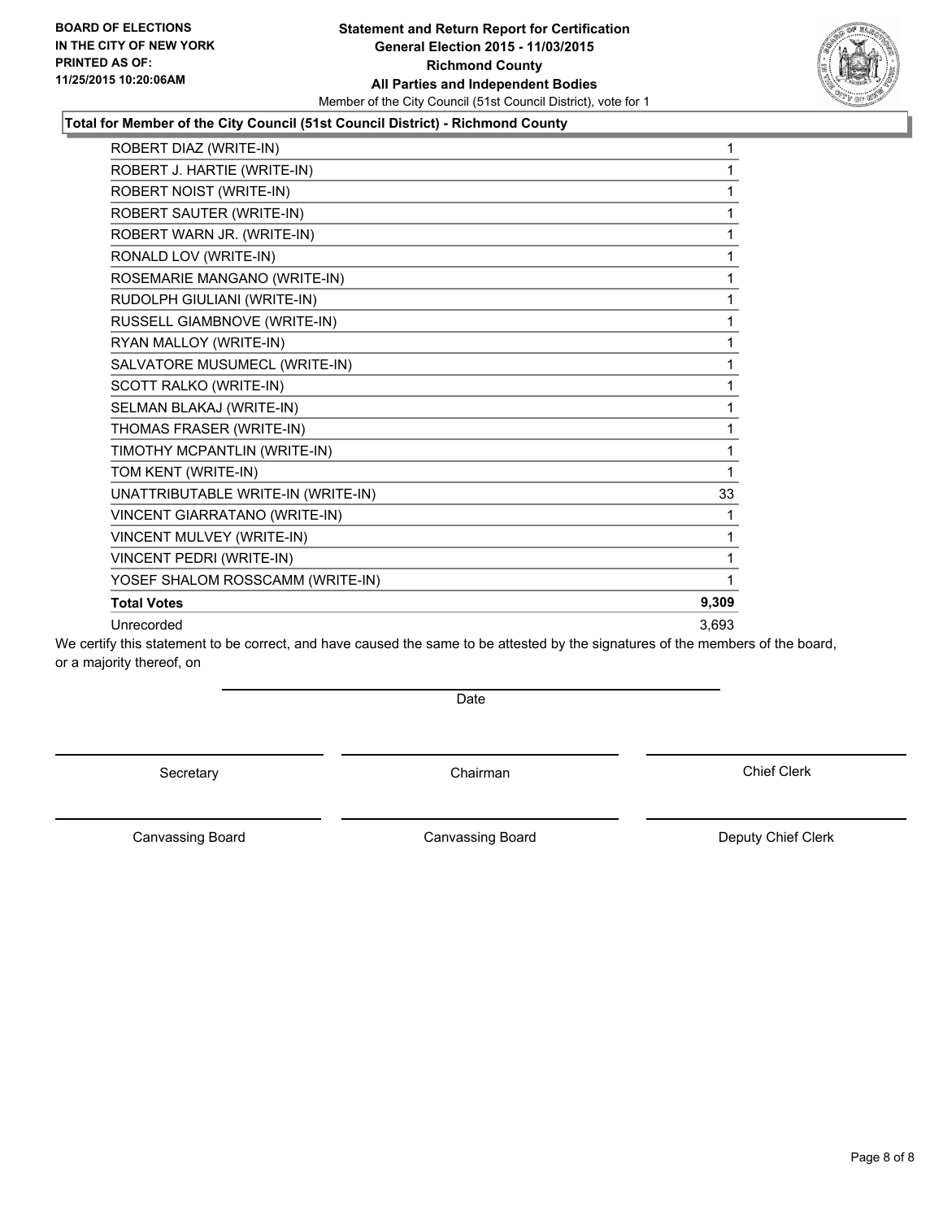**BOARD OF ELECTIONS IN THE CITY OF NEW YORK PRINTED AS OF: 11/25/2015 10:20:06AM**

**Statement and Return Report for Certification General Election 2015 - 11/03/2015 Richmond County All Parties and Independent Bodies**

Member of the City Council (51st Council District), vote for 1

**Total for Member of the City Council (51st Council District) - Richmond County**

| | |
|---|---|
| ROBERT DIAZ (WRITE-IN) | 1 |
| ROBERT J. HARTIE (WRITE-IN) | 1 |
| ROBERT NOIST (WRITE-IN) | 1 |
| ROBERT SAUTER (WRITE-IN) | 1 |
| ROBERT WARN JR. (WRITE-IN) | 1 |
| RONALD LOV (WRITE-IN) | 1 |
| ROSEMARIE MANGANO (WRITE-IN) | 1 |
| RUDOLPH GIULIANI (WRITE-IN) | 1 |
| RUSSELL GIAMBNOVE (WRITE-IN) | 1 |
| RYAN MALLOY (WRITE-IN) | 1 |
| SALVATORE MUSUMECL (WRITE-IN) | 1 |
| SCOTT RALKO (WRITE-IN) | 1 |
| SELMAN BLAKAJ (WRITE-IN) | 1 |
| THOMAS FRASER (WRITE-IN) | 1 |
| TIMOTHY MCPANTLIN (WRITE-IN) | 1 |
| TOM KENT (WRITE-IN) | 1 |
| UNATTRIBUTABLE WRITE-IN (WRITE-IN) | 33 |
| VINCENT GIARRATANO (WRITE-IN) | 1 |
| VINCENT MULVEY (WRITE-IN) | 1 |
| VINCENT PEDRI (WRITE-IN) | 1 |
| YOSEF SHALOM ROSSCAMM (WRITE-IN) | 1 |
| **Total Votes** | **9,309** |
| Unrecorded | 3,693 |

We certify this statement to be correct, and have caused the same to be attested by the signatures of the members of the board, or a majority thereof, on

Date

Secretary | Chairman | Chief Clerk

Canvassing Board | Canvassing Board | Deputy Chief Clerk